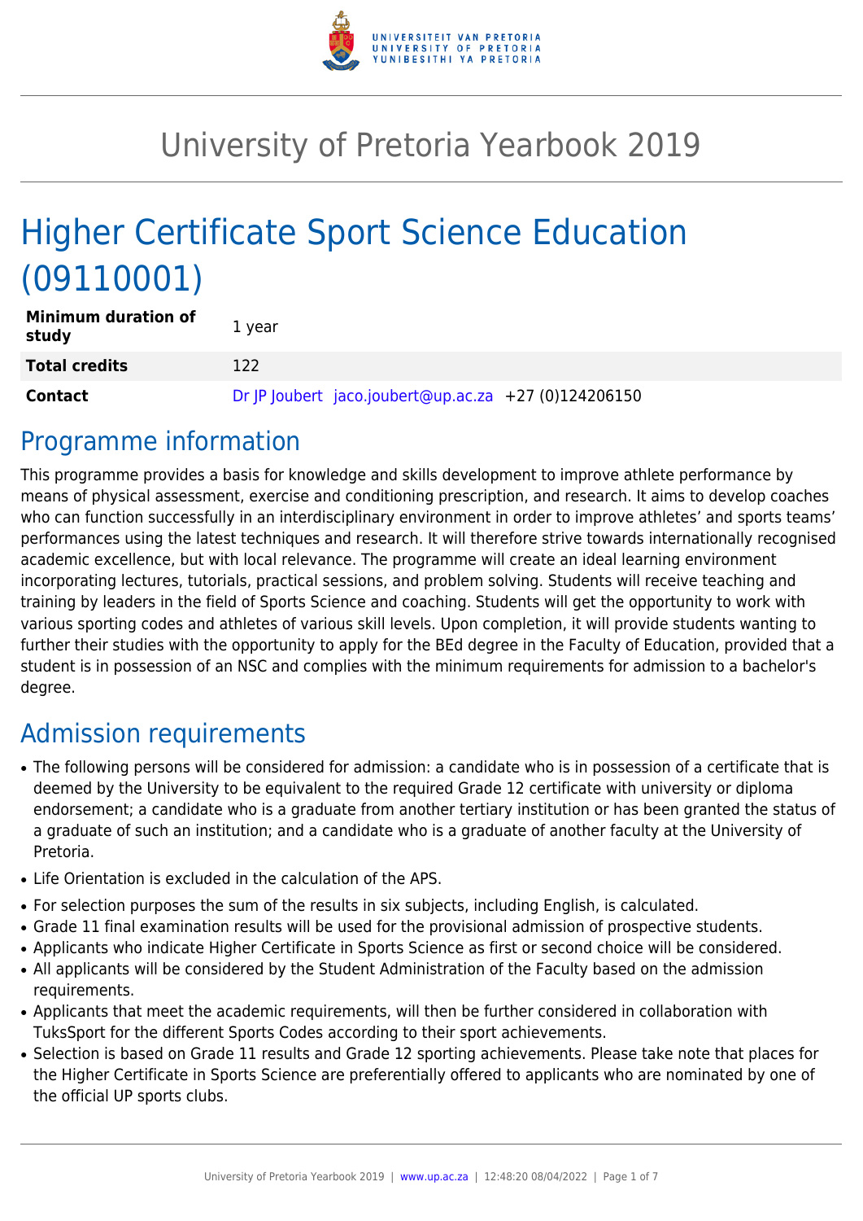# University of Pretoria Yearbook 2019

# Higher Certificate Sport Science Education (09110001)

| | |
|---|---|
| **Minimum duration of study** | 1 year |
| **Total credits** | 122 |
| **Contact** | Dr JP Joubert jaco.joubert@up.ac.za +27 (0)124206150 |

## Programme information

This programme provides a basis for knowledge and skills development to improve athlete performance by means of physical assessment, exercise and conditioning prescription, and research. It aims to develop coaches who can function successfully in an interdisciplinary environment in order to improve athletes' and sports teams' performances using the latest techniques and research. It will therefore strive towards internationally recognised academic excellence, but with local relevance. The programme will create an ideal learning environment incorporating lectures, tutorials, practical sessions, and problem solving. Students will receive teaching and training by leaders in the field of Sports Science and coaching. Students will get the opportunity to work with various sporting codes and athletes of various skill levels. Upon completion, it will provide students wanting to further their studies with the opportunity to apply for the BEd degree in the Faculty of Education, provided that a student is in possession of an NSC and complies with the minimum requirements for admission to a bachelor's degree.

## Admission requirements

- The following persons will be considered for admission: a candidate who is in possession of a certificate that is deemed by the University to be equivalent to the required Grade 12 certificate with university or diploma endorsement; a candidate who is a graduate from another tertiary institution or has been granted the status of a graduate of such an institution; and a candidate who is a graduate of another faculty at the University of Pretoria.
- Life Orientation is excluded in the calculation of the APS.
- For selection purposes the sum of the results in six subjects, including English, is calculated.
- Grade 11 final examination results will be used for the provisional admission of prospective students.
- Applicants who indicate Higher Certificate in Sports Science as first or second choice will be considered.
- All applicants will be considered by the Student Administration of the Faculty based on the admission requirements.
- Applicants that meet the academic requirements, will then be further considered in collaboration with TuksSport for the different Sports Codes according to their sport achievements.
- Selection is based on Grade 11 results and Grade 12 sporting achievements. Please take note that places for the Higher Certificate in Sports Science are preferentially offered to applicants who are nominated by one of the official UP sports clubs.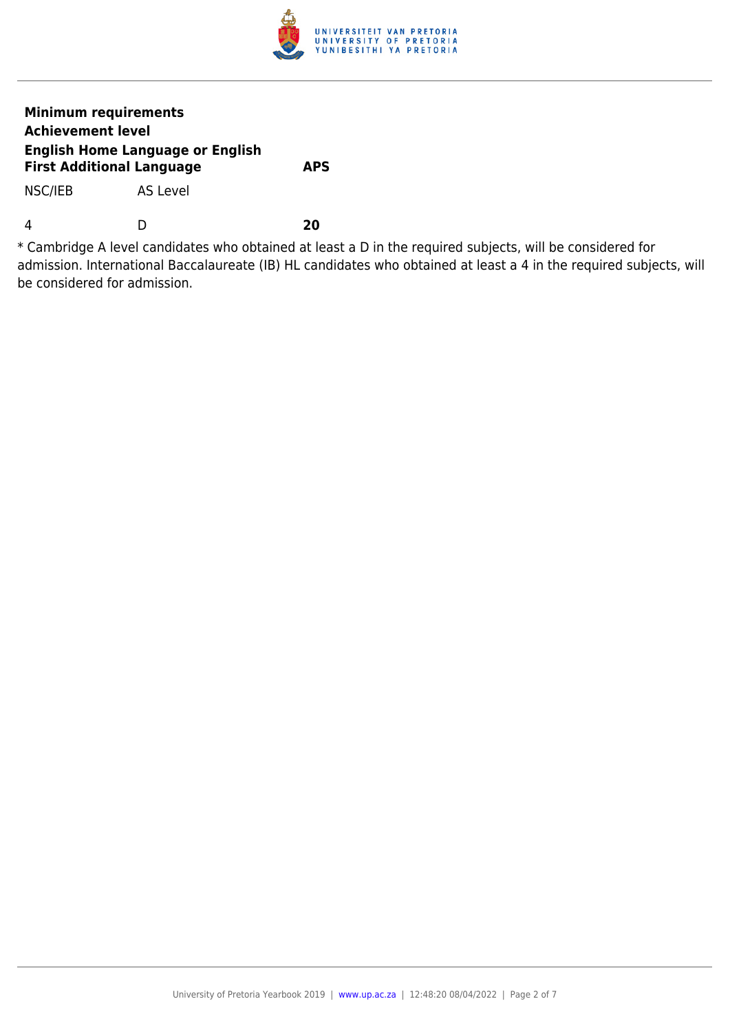| **Minimum requirements** | | |
| --- | --- | --- |
| **Achievement level** | | |
| **English Home Language or English First Additional Language** | | **APS** |
| NSC/IEB | AS Level | |
| 4 | D | **20** |

* Cambridge A level candidates who obtained at least a D in the required subjects, will be considered for admission. International Baccalaureate (IB) HL candidates who obtained at least a 4 in the required subjects, will be considered for admission.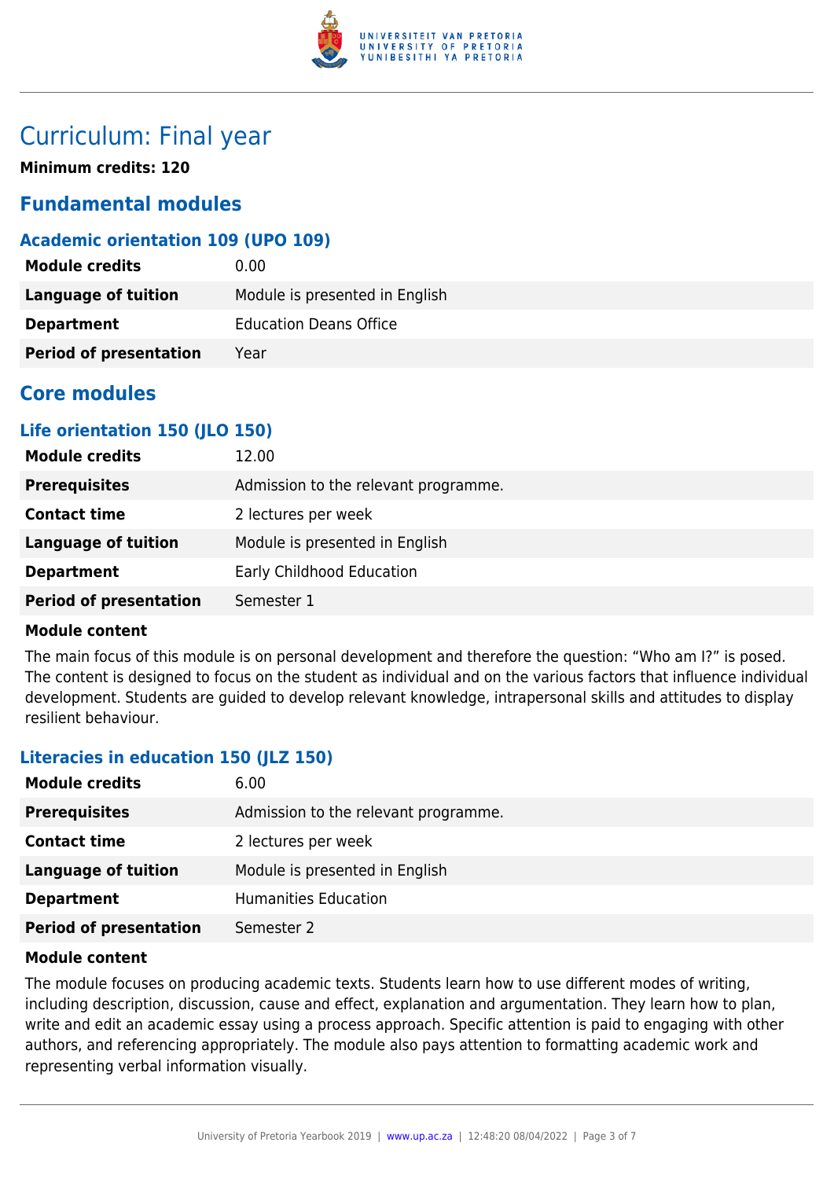# Curriculum: Final year

**Minimum credits: 120**

## Fundamental modules

### Academic orientation 109 (UPO 109)

| | |
|---|---|
| **Module credits** | 0.00 |
| **Language of tuition** | Module is presented in English |
| **Department** | Education Deans Office |
| **Period of presentation** | Year |

## Core modules

### Life orientation 150 (JLO 150)

| | |
|---|---|
| **Module credits** | 12.00 |
| **Prerequisites** | Admission to the relevant programme. |
| **Contact time** | 2 lectures per week |
| **Language of tuition** | Module is presented in English |
| **Department** | Early Childhood Education |
| **Period of presentation** | Semester 1 |

**Module content**

The main focus of this module is on personal development and therefore the question: “Who am I?” is posed. The content is designed to focus on the student as individual and on the various factors that influence individual development. Students are guided to develop relevant knowledge, intrapersonal skills and attitudes to display resilient behaviour.

### Literacies in education 150 (JLZ 150)

| | |
|---|---|
| **Module credits** | 6.00 |
| **Prerequisites** | Admission to the relevant programme. |
| **Contact time** | 2 lectures per week |
| **Language of tuition** | Module is presented in English |
| **Department** | Humanities Education |
| **Period of presentation** | Semester 2 |

**Module content**

The module focuses on producing academic texts. Students learn how to use different modes of writing, including description, discussion, cause and effect, explanation and argumentation. They learn how to plan, write and edit an academic essay using a process approach. Specific attention is paid to engaging with other authors, and referencing appropriately. The module also pays attention to formatting academic work and representing verbal information visually.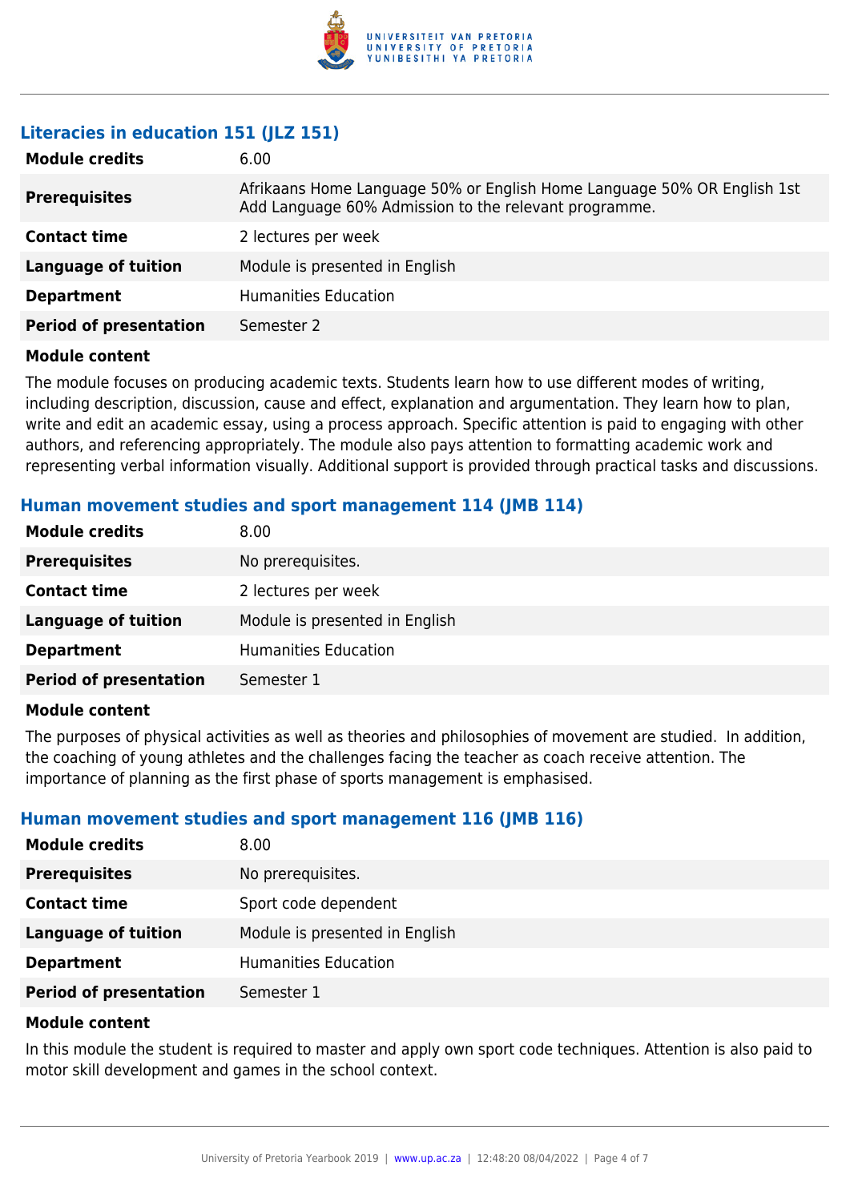### Literacies in education 151 (JLZ 151)

| | |
|---|---|
| **Module credits** | 6.00 |
| **Prerequisites** | Afrikaans Home Language 50% or English Home Language 50% OR English 1st Add Language 60% Admission to the relevant programme. |
| **Contact time** | 2 lectures per week |
| **Language of tuition** | Module is presented in English |
| **Department** | Humanities Education |
| **Period of presentation** | Semester 2 |

**Module content**

The module focuses on producing academic texts. Students learn how to use different modes of writing, including description, discussion, cause and effect, explanation and argumentation. They learn how to plan, write and edit an academic essay, using a process approach. Specific attention is paid to engaging with other authors, and referencing appropriately. The module also pays attention to formatting academic work and representing verbal information visually. Additional support is provided through practical tasks and discussions.

### Human movement studies and sport management 114 (JMB 114)

| | |
|---|---|
| **Module credits** | 8.00 |
| **Prerequisites** | No prerequisites. |
| **Contact time** | 2 lectures per week |
| **Language of tuition** | Module is presented in English |
| **Department** | Humanities Education |
| **Period of presentation** | Semester 1 |

**Module content**

The purposes of physical activities as well as theories and philosophies of movement are studied. In addition, the coaching of young athletes and the challenges facing the teacher as coach receive attention. The importance of planning as the first phase of sports management is emphasised.

### Human movement studies and sport management 116 (JMB 116)

| | |
|---|---|
| **Module credits** | 8.00 |
| **Prerequisites** | No prerequisites. |
| **Contact time** | Sport code dependent |
| **Language of tuition** | Module is presented in English |
| **Department** | Humanities Education |
| **Period of presentation** | Semester 1 |

**Module content**

In this module the student is required to master and apply own sport code techniques. Attention is also paid to motor skill development and games in the school context.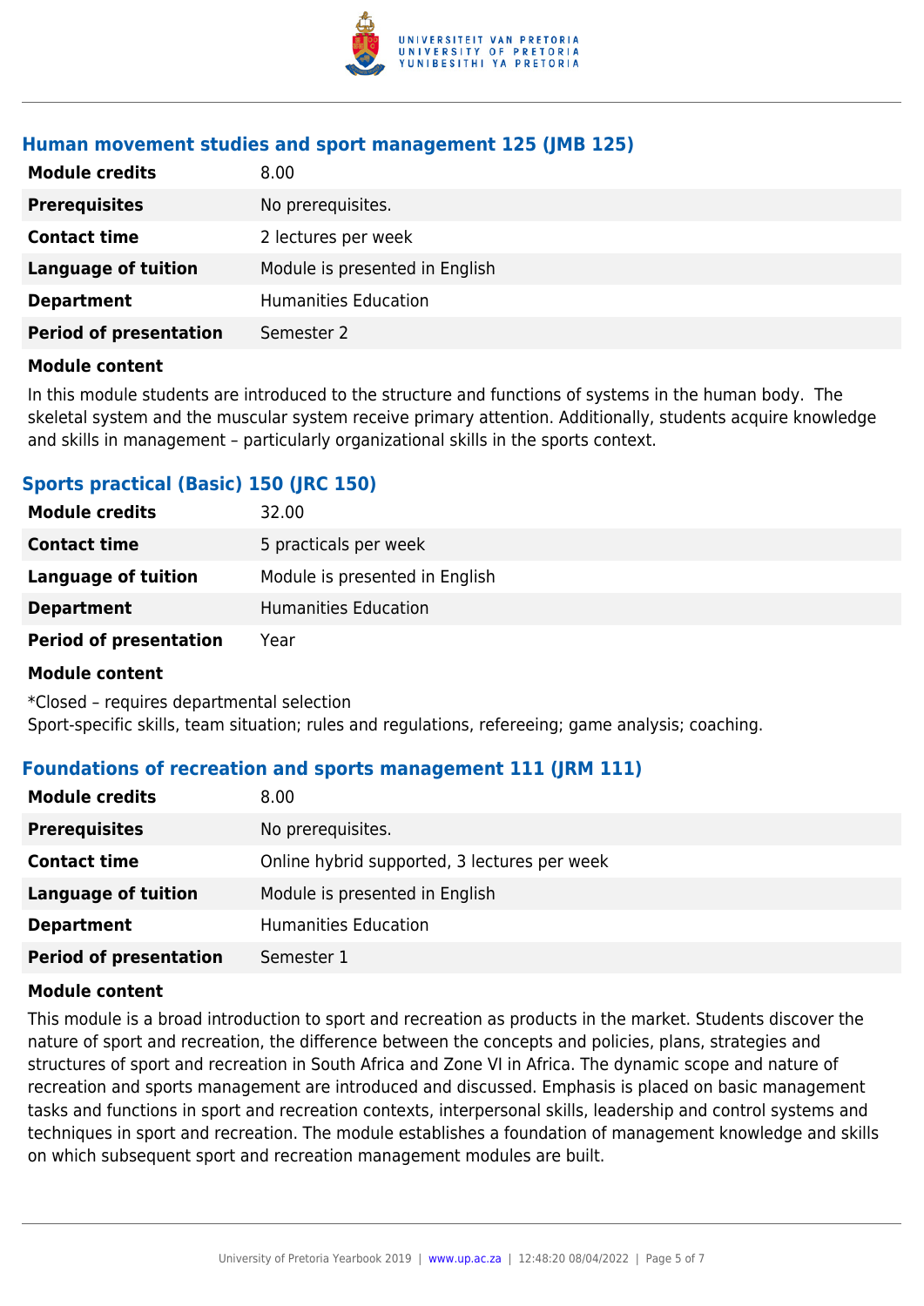### Human movement studies and sport management 125 (JMB 125)

| | |
|---|---|
| **Module credits** | 8.00 |
| **Prerequisites** | No prerequisites. |
| **Contact time** | 2 lectures per week |
| **Language of tuition** | Module is presented in English |
| **Department** | Humanities Education |
| **Period of presentation** | Semester 2 |

**Module content**

In this module students are introduced to the structure and functions of systems in the human body. The skeletal system and the muscular system receive primary attention. Additionally, students acquire knowledge and skills in management – particularly organizational skills in the sports context.

### Sports practical (Basic) 150 (JRC 150)

| | |
|---|---|
| **Module credits** | 32.00 |
| **Contact time** | 5 practicals per week |
| **Language of tuition** | Module is presented in English |
| **Department** | Humanities Education |
| **Period of presentation** | Year |

**Module content**

*Closed – requires departmental selection
Sport-specific skills, team situation; rules and regulations, refereeing; game analysis; coaching.

### Foundations of recreation and sports management 111 (JRM 111)

| | |
|---|---|
| **Module credits** | 8.00 |
| **Prerequisites** | No prerequisites. |
| **Contact time** | Online hybrid supported, 3 lectures per week |
| **Language of tuition** | Module is presented in English |
| **Department** | Humanities Education |
| **Period of presentation** | Semester 1 |

**Module content**

This module is a broad introduction to sport and recreation as products in the market. Students discover the nature of sport and recreation, the difference between the concepts and policies, plans, strategies and structures of sport and recreation in South Africa and Zone VI in Africa. The dynamic scope and nature of recreation and sports management are introduced and discussed. Emphasis is placed on basic management tasks and functions in sport and recreation contexts, interpersonal skills, leadership and control systems and techniques in sport and recreation. The module establishes a foundation of management knowledge and skills on which subsequent sport and recreation management modules are built.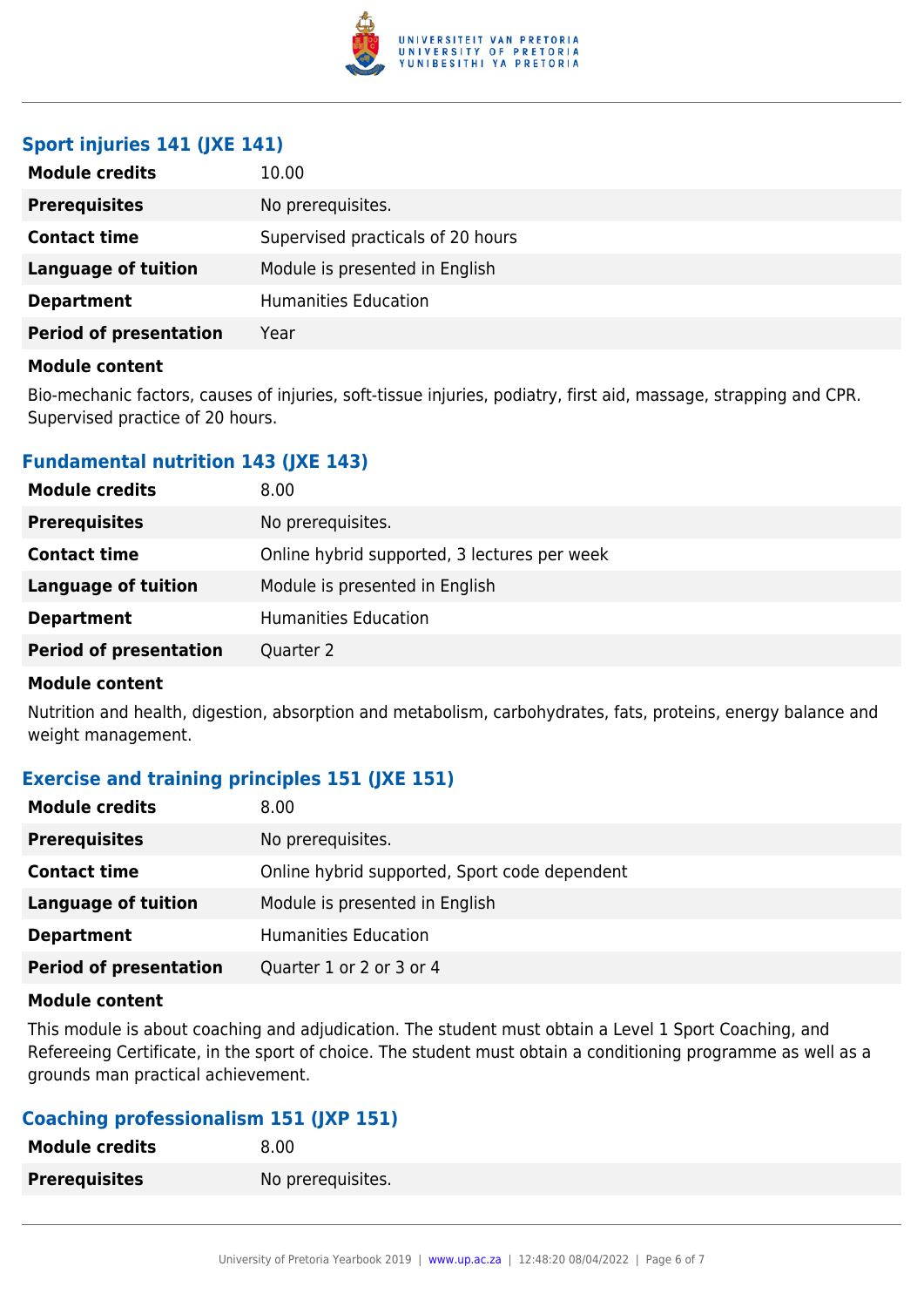### Sport injuries 141 (JXE 141)

| | |
|---|---|
| **Module credits** | 10.00 |
| **Prerequisites** | No prerequisites. |
| **Contact time** | Supervised practicals of 20 hours |
| **Language of tuition** | Module is presented in English |
| **Department** | Humanities Education |
| **Period of presentation** | Year |

**Module content**

Bio-mechanic factors, causes of injuries, soft-tissue injuries, podiatry, first aid, massage, strapping and CPR. Supervised practice of 20 hours.

### Fundamental nutrition 143 (JXE 143)

| | |
|---|---|
| **Module credits** | 8.00 |
| **Prerequisites** | No prerequisites. |
| **Contact time** | Online hybrid supported, 3 lectures per week |
| **Language of tuition** | Module is presented in English |
| **Department** | Humanities Education |
| **Period of presentation** | Quarter 2 |

**Module content**

Nutrition and health, digestion, absorption and metabolism, carbohydrates, fats, proteins, energy balance and weight management.

### Exercise and training principles 151 (JXE 151)

| | |
|---|---|
| **Module credits** | 8.00 |
| **Prerequisites** | No prerequisites. |
| **Contact time** | Online hybrid supported, Sport code dependent |
| **Language of tuition** | Module is presented in English |
| **Department** | Humanities Education |
| **Period of presentation** | Quarter 1 or 2 or 3 or 4 |

**Module content**

This module is about coaching and adjudication. The student must obtain a Level 1 Sport Coaching, and Refereeing Certificate, in the sport of choice. The student must obtain a conditioning programme as well as a grounds man practical achievement.

### Coaching professionalism 151 (JXP 151)

| | |
|---|---|
| **Module credits** | 8.00 |
| **Prerequisites** | No prerequisites. |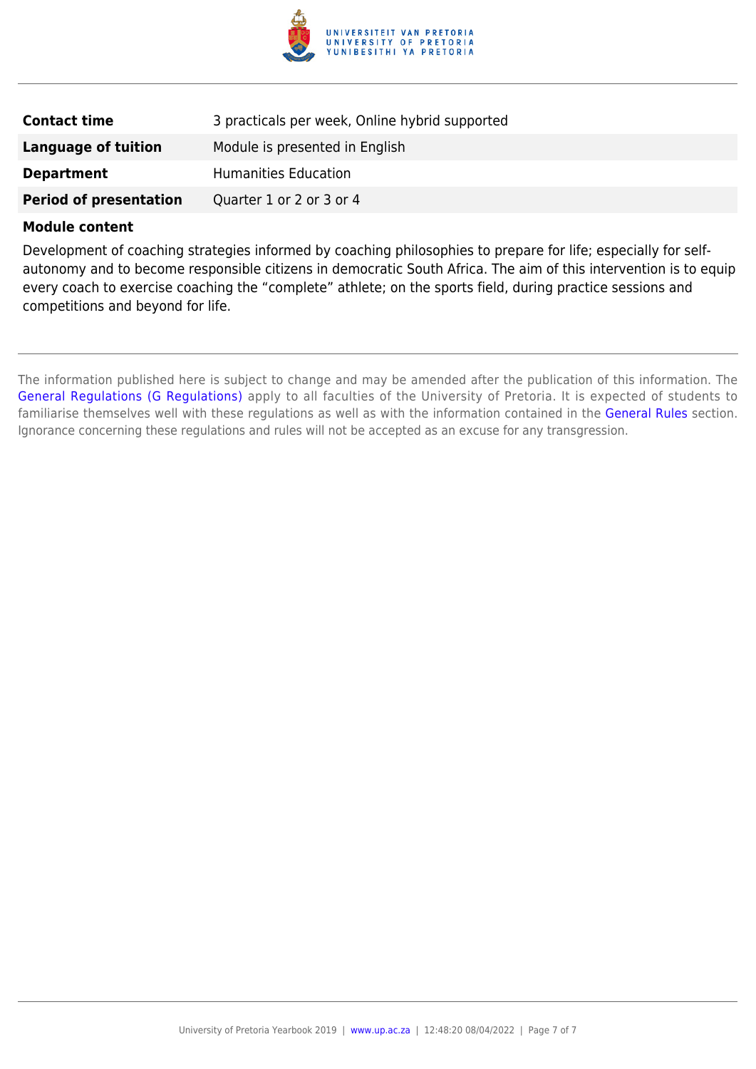| | |
|---|---|
| **Contact time** | 3 practicals per week, Online hybrid supported |
| **Language of tuition** | Module is presented in English |
| **Department** | Humanities Education |
| **Period of presentation** | Quarter 1 or 2 or 3 or 4 |

**Module content**

Development of coaching strategies informed by coaching philosophies to prepare for life; especially for self-autonomy and to become responsible citizens in democratic South Africa. The aim of this intervention is to equip every coach to exercise coaching the “complete” athlete; on the sports field, during practice sessions and competitions and beyond for life.

---

The information published here is subject to change and may be amended after the publication of this information. The General Regulations (G Regulations) apply to all faculties of the University of Pretoria. It is expected of students to familiarise themselves well with these regulations as well as with the information contained in the General Rules section. Ignorance concerning these regulations and rules will not be accepted as an excuse for any transgression.